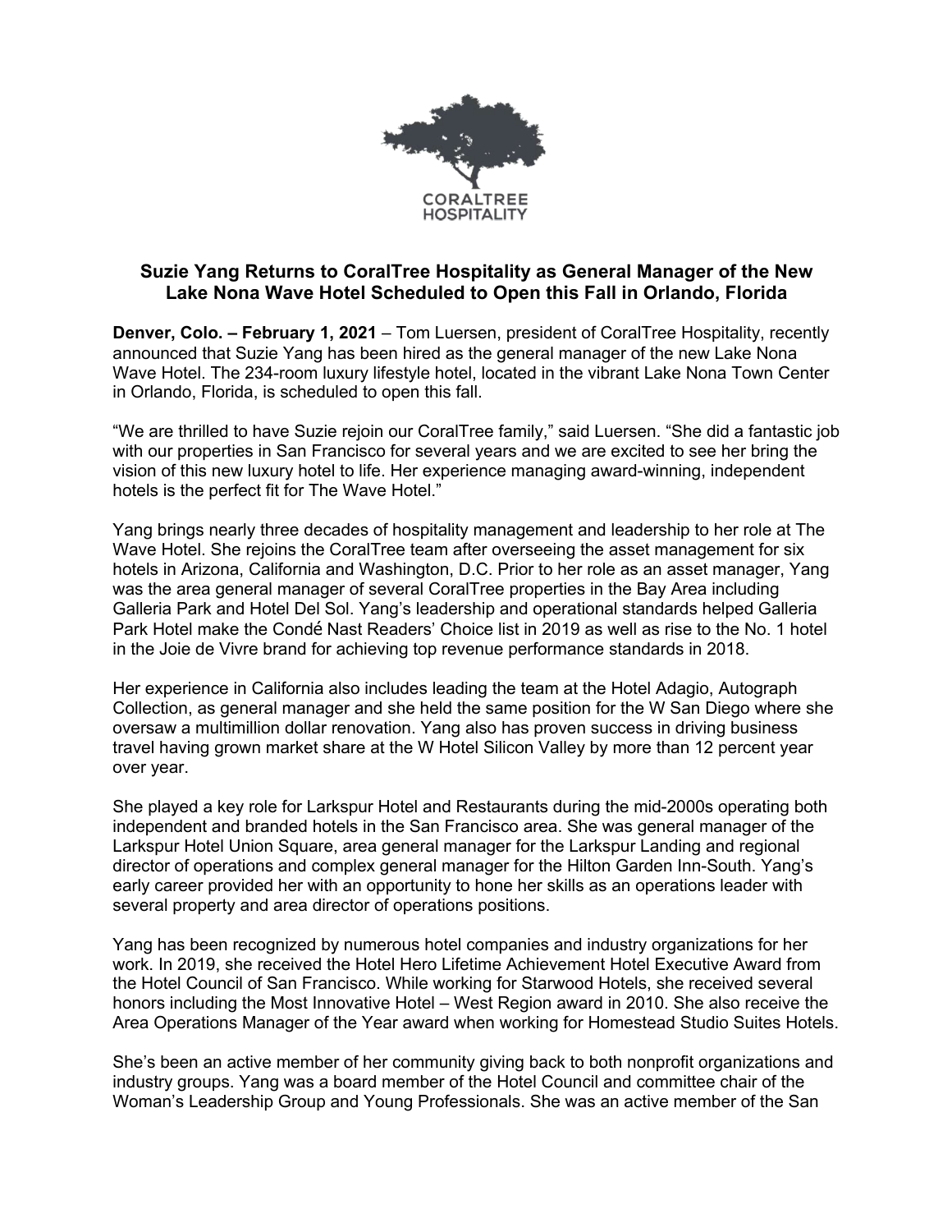CORALTREE HOSPITALITY

**Suzie Yang Returns to CoralTree Hospitality as General Manager of the New Lake Nona Wave Hotel Scheduled to Open this Fall in Orlando, Florida**

**Denver, Colo. – February 1, 2021** – Tom Luersen, president of CoralTree Hospitality, recently announced that Suzie Yang has been hired as the general manager of the new Lake Nona Wave Hotel. The 234-room luxury lifestyle hotel, located in the vibrant Lake Nona Town Center in Orlando, Florida, is scheduled to open this fall.

"We are thrilled to have Suzie rejoin our CoralTree family," said Luersen. "She did a fantastic job with our properties in San Francisco for several years and we are excited to see her bring the vision of this new luxury hotel to life. Her experience managing award-winning, independent hotels is the perfect fit for The Wave Hotel."

Yang brings nearly three decades of hospitality management and leadership to her role at The Wave Hotel. She rejoins the CoralTree team after overseeing the asset management for six hotels in Arizona, California and Washington, D.C. Prior to her role as an asset manager, Yang was the area general manager of several CoralTree properties in the Bay Area including Galleria Park and Hotel Del Sol. Yang's leadership and operational standards helped Galleria Park Hotel make the Condé Nast Readers' Choice list in 2019 as well as rise to the No. 1 hotel in the Joie de Vivre brand for achieving top revenue performance standards in 2018.

Her experience in California also includes leading the team at the Hotel Adagio, Autograph Collection, as general manager and she held the same position for the W San Diego where she oversaw a multimillion dollar renovation. Yang also has proven success in driving business travel having grown market share at the W Hotel Silicon Valley by more than 12 percent year over year.

She played a key role for Larkspur Hotel and Restaurants during the mid-2000s operating both independent and branded hotels in the San Francisco area. She was general manager of the Larkspur Hotel Union Square, area general manager for the Larkspur Landing and regional director of operations and complex general manager for the Hilton Garden Inn-South. Yang's early career provided her with an opportunity to hone her skills as an operations leader with several property and area director of operations positions.

Yang has been recognized by numerous hotel companies and industry organizations for her work. In 2019, she received the Hotel Hero Lifetime Achievement Hotel Executive Award from the Hotel Council of San Francisco. While working for Starwood Hotels, she received several honors including the Most Innovative Hotel – West Region award in 2010. She also receive the Area Operations Manager of the Year award when working for Homestead Studio Suites Hotels.

She's been an active member of her community giving back to both nonprofit organizations and industry groups. Yang was a board member of the Hotel Council and committee chair of the Woman's Leadership Group and Young Professionals. She was an active member of the San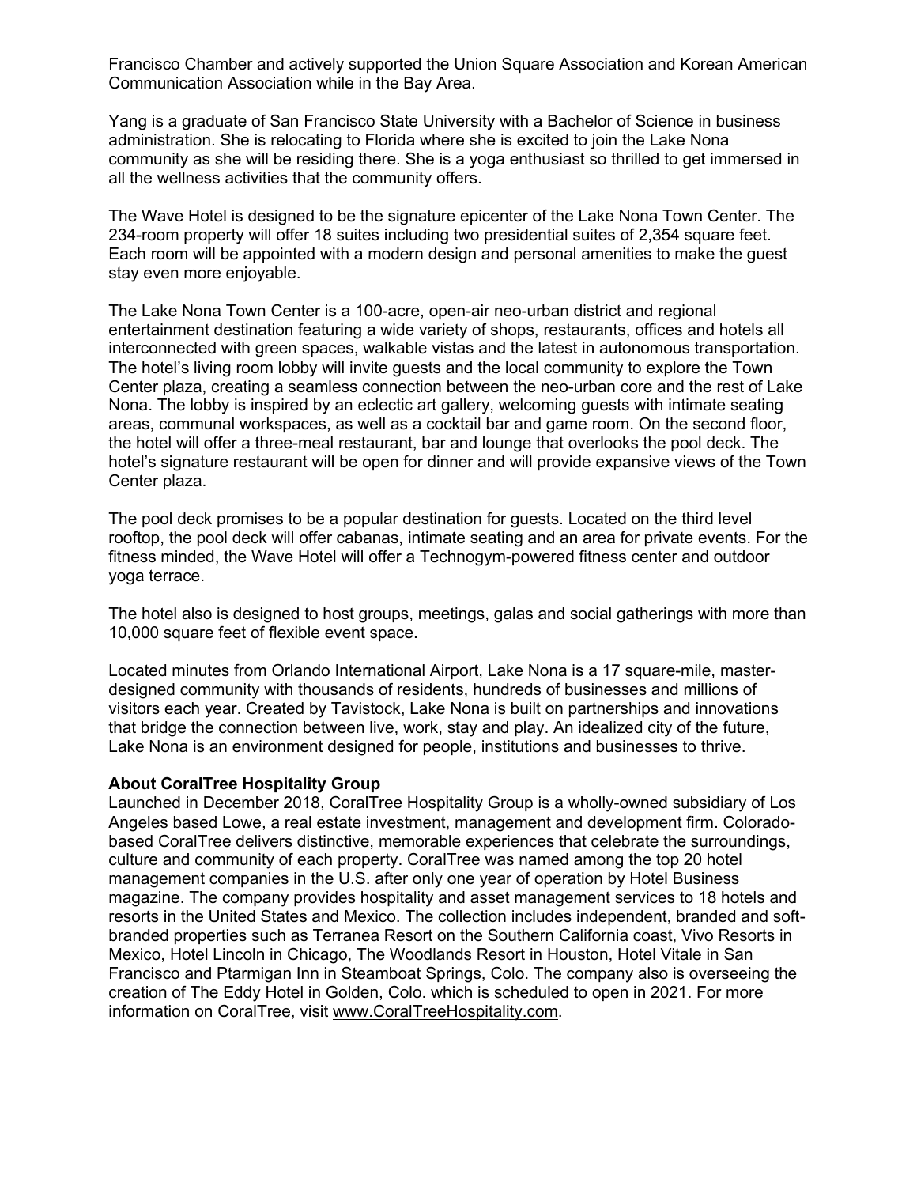Francisco Chamber and actively supported the Union Square Association and Korean American Communication Association while in the Bay Area.

Yang is a graduate of San Francisco State University with a Bachelor of Science in business administration. She is relocating to Florida where she is excited to join the Lake Nona community as she will be residing there. She is a yoga enthusiast so thrilled to get immersed in all the wellness activities that the community offers.

The Wave Hotel is designed to be the signature epicenter of the Lake Nona Town Center. The 234-room property will offer 18 suites including two presidential suites of 2,354 square feet. Each room will be appointed with a modern design and personal amenities to make the guest stay even more enjoyable.

The Lake Nona Town Center is a 100-acre, open-air neo-urban district and regional entertainment destination featuring a wide variety of shops, restaurants, offices and hotels all interconnected with green spaces, walkable vistas and the latest in autonomous transportation. The hotel's living room lobby will invite guests and the local community to explore the Town Center plaza, creating a seamless connection between the neo-urban core and the rest of Lake Nona. The lobby is inspired by an eclectic art gallery, welcoming guests with intimate seating areas, communal workspaces, as well as a cocktail bar and game room. On the second floor, the hotel will offer a three-meal restaurant, bar and lounge that overlooks the pool deck. The hotel's signature restaurant will be open for dinner and will provide expansive views of the Town Center plaza.

The pool deck promises to be a popular destination for guests. Located on the third level rooftop, the pool deck will offer cabanas, intimate seating and an area for private events. For the fitness minded, the Wave Hotel will offer a Technogym-powered fitness center and outdoor yoga terrace.

The hotel also is designed to host groups, meetings, galas and social gatherings with more than 10,000 square feet of flexible event space.

Located minutes from Orlando International Airport, Lake Nona is a 17 square-mile, master-designed community with thousands of residents, hundreds of businesses and millions of visitors each year. Created by Tavistock, Lake Nona is built on partnerships and innovations that bridge the connection between live, work, stay and play. An idealized city of the future, Lake Nona is an environment designed for people, institutions and businesses to thrive.

**About CoralTree Hospitality Group**

Launched in December 2018, CoralTree Hospitality Group is a wholly-owned subsidiary of Los Angeles based Lowe, a real estate investment, management and development firm. Colorado-based CoralTree delivers distinctive, memorable experiences that celebrate the surroundings, culture and community of each property. CoralTree was named among the top 20 hotel management companies in the U.S. after only one year of operation by Hotel Business magazine. The company provides hospitality and asset management services to 18 hotels and resorts in the United States and Mexico. The collection includes independent, branded and soft-branded properties such as Terranea Resort on the Southern California coast, Vivo Resorts in Mexico, Hotel Lincoln in Chicago, The Woodlands Resort in Houston, Hotel Vitale in San Francisco and Ptarmigan Inn in Steamboat Springs, Colo. The company also is overseeing the creation of The Eddy Hotel in Golden, Colo. which is scheduled to open in 2021. For more information on CoralTree, visit www.CoralTreeHospitality.com.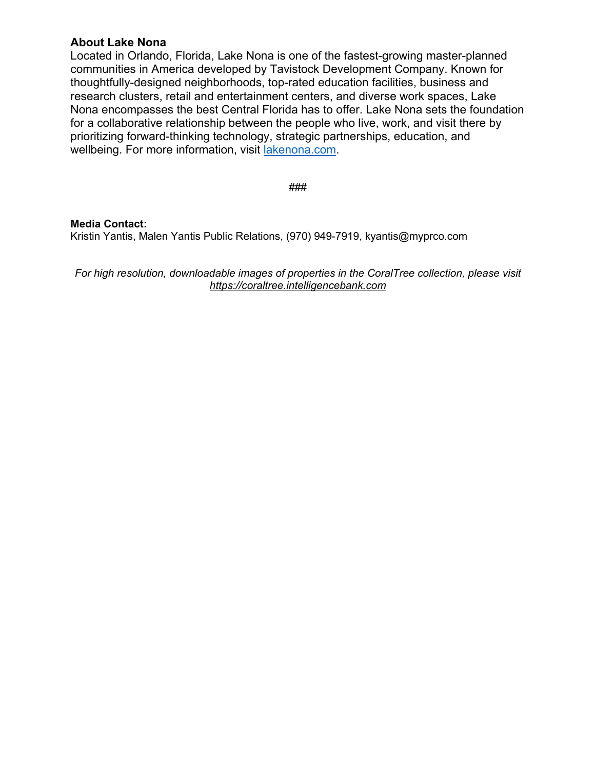**About Lake Nona**

Located in Orlando, Florida, Lake Nona is one of the fastest-growing master-planned communities in America developed by Tavistock Development Company. Known for thoughtfully-designed neighborhoods, top-rated education facilities, business and research clusters, retail and entertainment centers, and diverse work spaces, Lake Nona encompasses the best Central Florida has to offer. Lake Nona sets the foundation for a collaborative relationship between the people who live, work, and visit there by prioritizing forward-thinking technology, strategic partnerships, education, and wellbeing. For more information, visit [lakenona.com](lakenona.com).

###

**Media Contact:**
Kristin Yantis, Malen Yantis Public Relations, (970) 949-7919, kyantis@myprco.com

*For high resolution, downloadable images of properties in the CoralTree collection, please visit https://coraltree.intelligencebank.com*